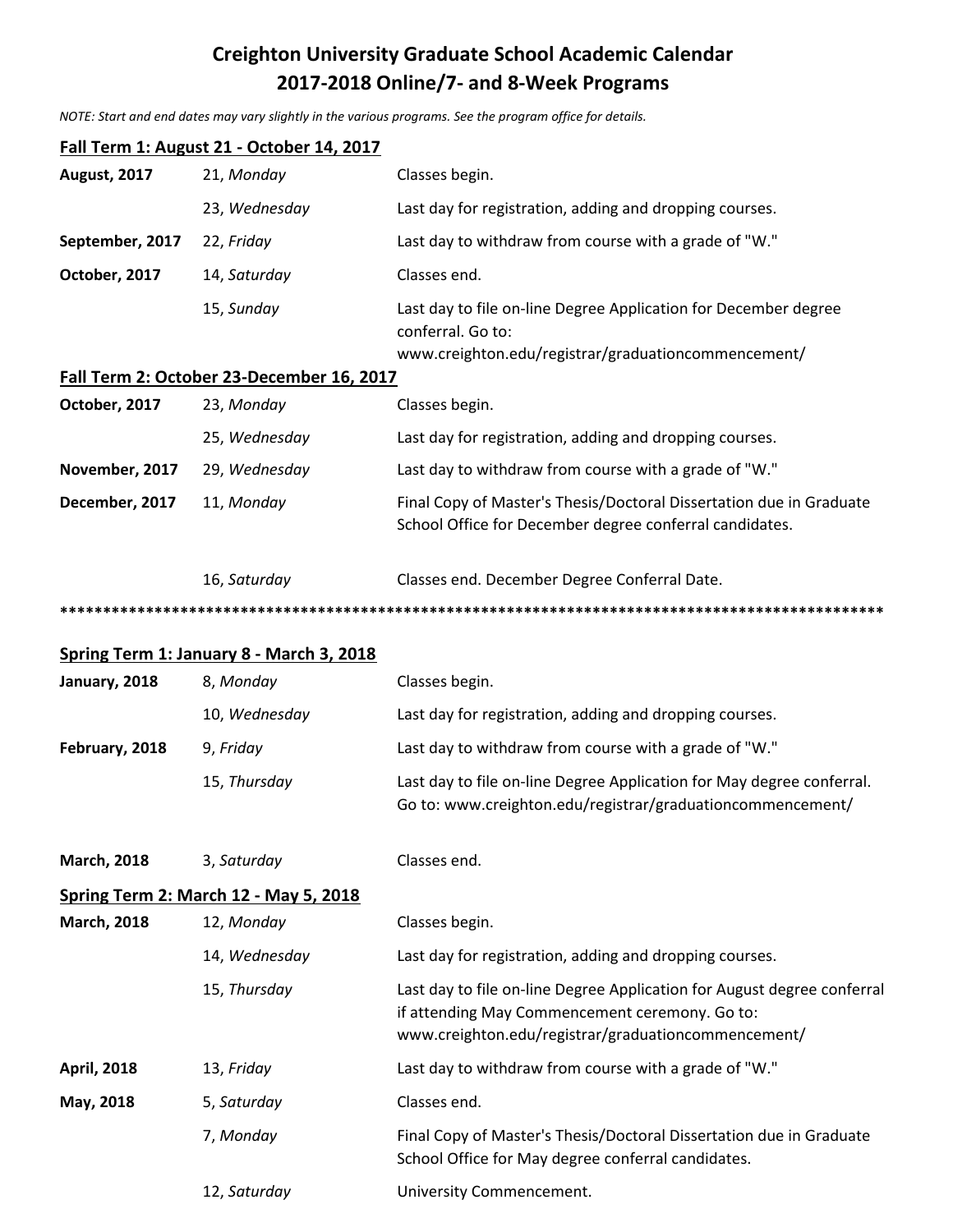# Creighton University Graduate School Academic Calendar
# 2017-2018 Online/7- and 8-Week Programs

*NOTE: Start and end dates may vary slightly in the various programs. See the program office for details.*

## Fall Term 1: August 21 - October 14, 2017

| | | |
|---|---|---|
| **August, 2017** | 21, *Monday* | Classes begin. |
| | 23, *Wednesday* | Last day for registration, adding and dropping courses. |
| **September, 2017** | 22, *Friday* | Last day to withdraw from course with a grade of "W." |
| **October, 2017** | 14, *Saturday* | Classes end. |
| | 15, *Sunday* | Last day to file on-line Degree Application for December degree conferral. Go to: www.creighton.edu/registrar/graduationcommencement/ |

## Fall Term 2: October 23-December 16, 2017

| | | |
|---|---|---|
| **October, 2017** | 23, *Monday* | Classes begin. |
| | 25, *Wednesday* | Last day for registration, adding and dropping courses. |
| **November, 2017** | 29, *Wednesday* | Last day to withdraw from course with a grade of "W." |
| **December, 2017** | 11, *Monday* | Final Copy of Master's Thesis/Doctoral Dissertation due in Graduate School Office for December degree conferral candidates. |
| | 16, *Saturday* | Classes end. December Degree Conferral Date. |

****************************************************************************************************

## Spring Term 1: January 8 - March 3, 2018

| | | |
|---|---|---|
| **January, 2018** | 8, *Monday* | Classes begin. |
| | 10, *Wednesday* | Last day for registration, adding and dropping courses. |
| **February, 2018** | 9, *Friday* | Last day to withdraw from course with a grade of "W." |
| | 15, *Thursday* | Last day to file on-line Degree Application for May degree conferral. Go to: www.creighton.edu/registrar/graduationcommencement/ |
| **March, 2018** | 3, *Saturday* | Classes end. |

## Spring Term 2: March 12 - May 5, 2018

| | | |
|---|---|---|
| **March, 2018** | 12, *Monday* | Classes begin. |
| | 14, *Wednesday* | Last day for registration, adding and dropping courses. |
| | 15, *Thursday* | Last day to file on-line Degree Application for August degree conferral if attending May Commencement ceremony. Go to: www.creighton.edu/registrar/graduationcommencement/ |
| **April, 2018** | 13, *Friday* | Last day to withdraw from course with a grade of "W." |
| **May, 2018** | 5, *Saturday* | Classes end. |
| | 7, *Monday* | Final Copy of Master's Thesis/Doctoral Dissertation due in Graduate School Office for May degree conferral candidates. |
| | 12, *Saturday* | University Commencement. |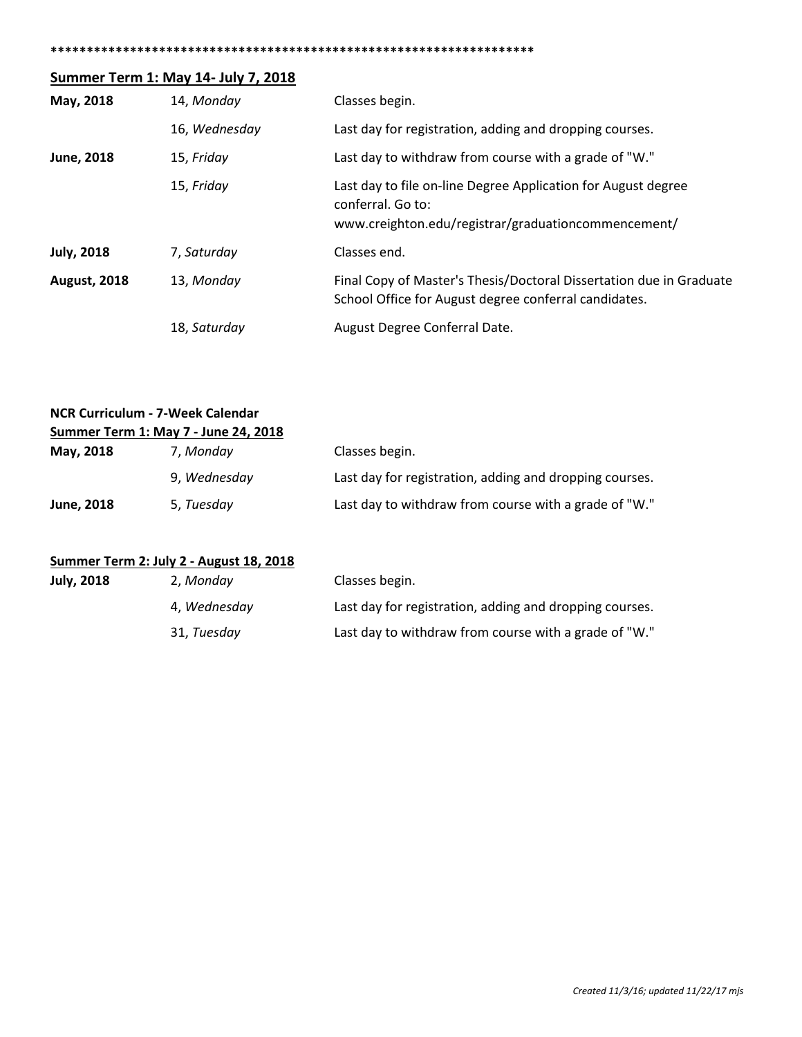*******************************************************************

**Summer Term 1: May 14- July 7, 2018**

| | | |
|---|---|---|
| **May, 2018** | 14, *Monday* | Classes begin. |
| | 16, *Wednesday* | Last day for registration, adding and dropping courses. |
| **June, 2018** | 15, *Friday* | Last day to withdraw from course with a grade of "W." |
| | 15, *Friday* | Last day to file on-line Degree Application for August degree conferral. Go to: www.creighton.edu/registrar/graduationcommencement/ |
| **July, 2018** | 7, *Saturday* | Classes end. |
| **August, 2018** | 13, *Monday* | Final Copy of Master's Thesis/Doctoral Dissertation due in Graduate School Office for August degree conferral candidates. |
| | 18, *Saturday* | August Degree Conferral Date. |

**NCR Curriculum - 7-Week Calendar**

**Summer Term 1: May 7 - June 24, 2018**

| | | |
|---|---|---|
| **May, 2018** | 7, *Monday* | Classes begin. |
| | 9, *Wednesday* | Last day for registration, adding and dropping courses. |
| **June, 2018** | 5, *Tuesday* | Last day to withdraw from course with a grade of "W." |

**Summer Term 2: July 2 - August 18, 2018**

| | | |
|---|---|---|
| **July, 2018** | 2, *Monday* | Classes begin. |
| | 4, *Wednesday* | Last day for registration, adding and dropping courses. |
| | 31, *Tuesday* | Last day to withdraw from course with a grade of "W." |

*Created 11/3/16; updated 11/22/17 mjs*